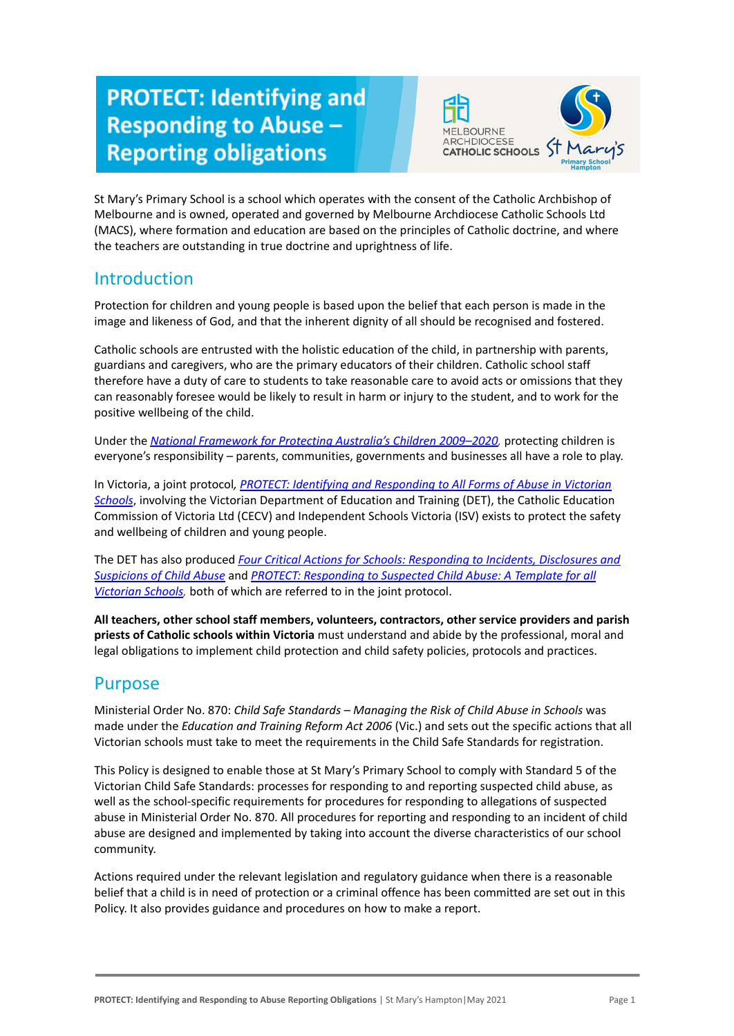# PROTECT: Identifying and Responding to Abuse – Reporting obligations

St Mary's Primary School is a school which operates with the consent of the Catholic Archbishop of Melbourne and is owned, operated and governed by Melbourne Archdiocese Catholic Schools Ltd (MACS), where formation and education are based on the principles of Catholic doctrine, and where the teachers are outstanding in true doctrine and uprightness of life.

## Introduction

Protection for children and young people is based upon the belief that each person is made in the image and likeness of God, and that the inherent dignity of all should be recognised and fostered.

Catholic schools are entrusted with the holistic education of the child, in partnership with parents, guardians and caregivers, who are the primary educators of their children. Catholic school staff therefore have a duty of care to students to take reasonable care to avoid acts or omissions that they can reasonably foresee would be likely to result in harm or injury to the student, and to work for the positive wellbeing of the child.

Under the *National Framework for Protecting Australia's Children 2009–2020*, protecting children is everyone's responsibility – parents, communities, governments and businesses all have a role to play.

In Victoria, a joint protocol, *PROTECT: Identifying and Responding to All Forms of Abuse in Victorian Schools*, involving the Victorian Department of Education and Training (DET), the Catholic Education Commission of Victoria Ltd (CECV) and Independent Schools Victoria (ISV) exists to protect the safety and wellbeing of children and young people.

The DET has also produced *Four Critical Actions for Schools: Responding to Incidents, Disclosures and Suspicions of Child Abuse* and *PROTECT: Responding to Suspected Child Abuse: A Template for all Victorian Schools*, both of which are referred to in the joint protocol.

**All teachers, other school staff members, volunteers, contractors, other service providers and parish priests of Catholic schools within Victoria** must understand and abide by the professional, moral and legal obligations to implement child protection and child safety policies, protocols and practices.

## Purpose

Ministerial Order No. 870: *Child Safe Standards – Managing the Risk of Child Abuse in Schools* was made under the *Education and Training Reform Act 2006* (Vic.) and sets out the specific actions that all Victorian schools must take to meet the requirements in the Child Safe Standards for registration.

This Policy is designed to enable those at St Mary's Primary School to comply with Standard 5 of the Victorian Child Safe Standards: processes for responding to and reporting suspected child abuse, as well as the school-specific requirements for procedures for responding to allegations of suspected abuse in Ministerial Order No. 870. All procedures for reporting and responding to an incident of child abuse are designed and implemented by taking into account the diverse characteristics of our school community.

Actions required under the relevant legislation and regulatory guidance when there is a reasonable belief that a child is in need of protection or a criminal offence has been committed are set out in this Policy. It also provides guidance and procedures on how to make a report.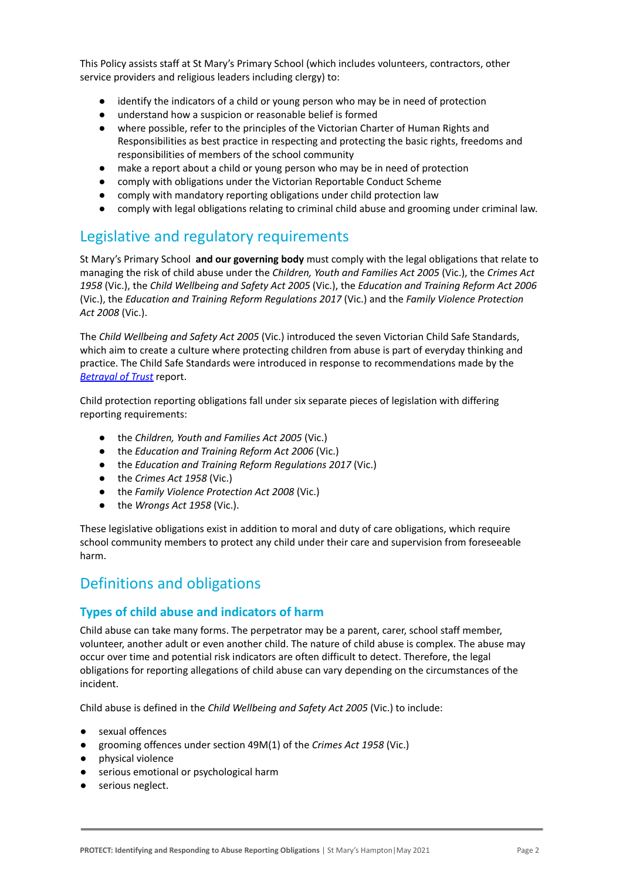This Policy assists staff at St Mary's Primary School (which includes volunteers, contractors, other service providers and religious leaders including clergy) to:

- identify the indicators of a child or young person who may be in need of protection
- understand how a suspicion or reasonable belief is formed
- where possible, refer to the principles of the Victorian Charter of Human Rights and Responsibilities as best practice in respecting and protecting the basic rights, freedoms and responsibilities of members of the school community
- make a report about a child or young person who may be in need of protection
- comply with obligations under the Victorian Reportable Conduct Scheme
- comply with mandatory reporting obligations under child protection law
- comply with legal obligations relating to criminal child abuse and grooming under criminal law.

## Legislative and regulatory requirements

St Mary's Primary School **and our governing body** must comply with the legal obligations that relate to managing the risk of child abuse under the *Children, Youth and Families Act 2005* (Vic.), the *Crimes Act 1958* (Vic.), the *Child Wellbeing and Safety Act 2005* (Vic.), the *Education and Training Reform Act 2006* (Vic.), the *Education and Training Reform Regulations 2017* (Vic.) and the *Family Violence Protection Act 2008* (Vic.).

The *Child Wellbeing and Safety Act 2005* (Vic.) introduced the seven Victorian Child Safe Standards, which aim to create a culture where protecting children from abuse is part of everyday thinking and practice. The Child Safe Standards were introduced in response to recommendations made by the *Betrayal of Trust* report.

Child protection reporting obligations fall under six separate pieces of legislation with differing reporting requirements:

- the *Children, Youth and Families Act 2005* (Vic.)
- the *Education and Training Reform Act 2006* (Vic.)
- the *Education and Training Reform Regulations 2017* (Vic.)
- the *Crimes Act 1958* (Vic.)
- the *Family Violence Protection Act 2008* (Vic.)
- the *Wrongs Act 1958* (Vic.).

These legislative obligations exist in addition to moral and duty of care obligations, which require school community members to protect any child under their care and supervision from foreseeable harm.

## Definitions and obligations

### Types of child abuse and indicators of harm

Child abuse can take many forms. The perpetrator may be a parent, carer, school staff member, volunteer, another adult or even another child. The nature of child abuse is complex. The abuse may occur over time and potential risk indicators are often difficult to detect. Therefore, the legal obligations for reporting allegations of child abuse can vary depending on the circumstances of the incident.

Child abuse is defined in the *Child Wellbeing and Safety Act 2005* (Vic.) to include:

- sexual offences
- grooming offences under section 49M(1) of the *Crimes Act 1958* (Vic.)
- physical violence
- serious emotional or psychological harm
- serious neglect.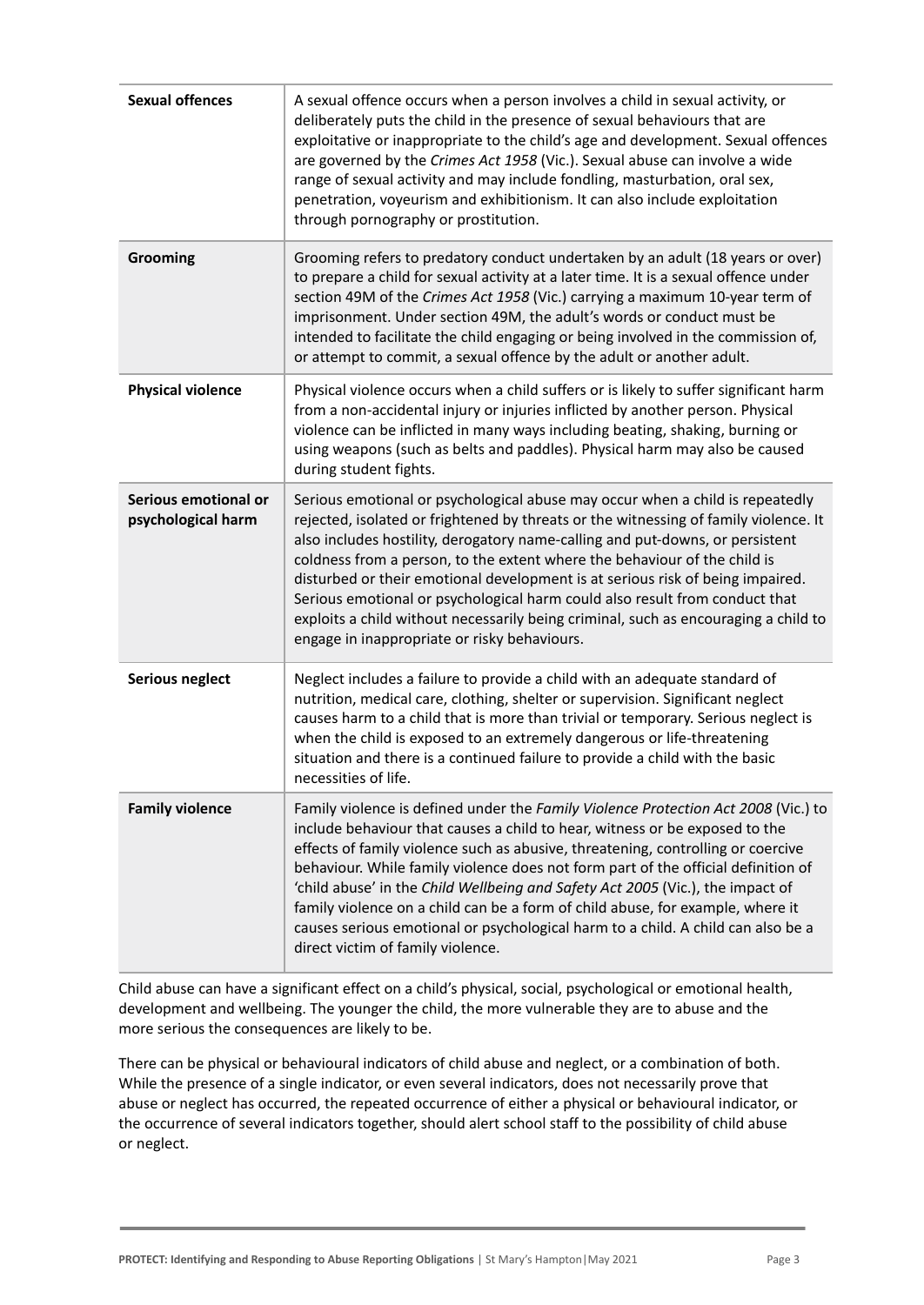| | |
|---|---|
| **Sexual offences** | A sexual offence occurs when a person involves a child in sexual activity, or deliberately puts the child in the presence of sexual behaviours that are exploitative or inappropriate to the child's age and development. Sexual offences are governed by the *Crimes Act 1958* (Vic.). Sexual abuse can involve a wide range of sexual activity and may include fondling, masturbation, oral sex, penetration, voyeurism and exhibitionism. It can also include exploitation through pornography or prostitution. |
| **Grooming** | Grooming refers to predatory conduct undertaken by an adult (18 years or over) to prepare a child for sexual activity at a later time. It is a sexual offence under section 49M of the *Crimes Act 1958* (Vic.) carrying a maximum 10-year term of imprisonment. Under section 49M, the adult's words or conduct must be intended to facilitate the child engaging or being involved in the commission of, or attempt to commit, a sexual offence by the adult or another adult. |
| **Physical violence** | Physical violence occurs when a child suffers or is likely to suffer significant harm from a non-accidental injury or injuries inflicted by another person. Physical violence can be inflicted in many ways including beating, shaking, burning or using weapons (such as belts and paddles). Physical harm may also be caused during student fights. |
| **Serious emotional or psychological harm** | Serious emotional or psychological abuse may occur when a child is repeatedly rejected, isolated or frightened by threats or the witnessing of family violence. It also includes hostility, derogatory name-calling and put-downs, or persistent coldness from a person, to the extent where the behaviour of the child is disturbed or their emotional development is at serious risk of being impaired. Serious emotional or psychological harm could also result from conduct that exploits a child without necessarily being criminal, such as encouraging a child to engage in inappropriate or risky behaviours. |
| **Serious neglect** | Neglect includes a failure to provide a child with an adequate standard of nutrition, medical care, clothing, shelter or supervision. Significant neglect causes harm to a child that is more than trivial or temporary. Serious neglect is when the child is exposed to an extremely dangerous or life-threatening situation and there is a continued failure to provide a child with the basic necessities of life. |
| **Family violence** | Family violence is defined under the *Family Violence Protection Act 2008* (Vic.) to include behaviour that causes a child to hear, witness or be exposed to the effects of family violence such as abusive, threatening, controlling or coercive behaviour. While family violence does not form part of the official definition of 'child abuse' in the *Child Wellbeing and Safety Act 2005* (Vic.), the impact of family violence on a child can be a form of child abuse, for example, where it causes serious emotional or psychological harm to a child. A child can also be a direct victim of family violence. |

Child abuse can have a significant effect on a child's physical, social, psychological or emotional health, development and wellbeing. The younger the child, the more vulnerable they are to abuse and the more serious the consequences are likely to be.

There can be physical or behavioural indicators of child abuse and neglect, or a combination of both. While the presence of a single indicator, or even several indicators, does not necessarily prove that abuse or neglect has occurred, the repeated occurrence of either a physical or behavioural indicator, or the occurrence of several indicators together, should alert school staff to the possibility of child abuse or neglect.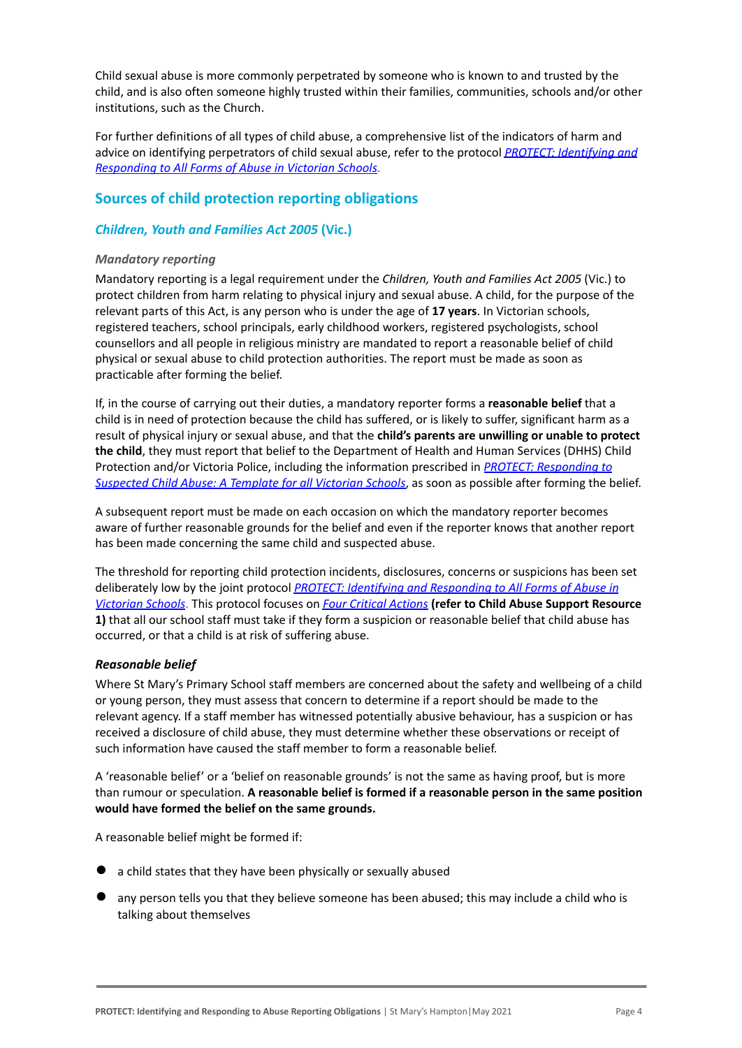Child sexual abuse is more commonly perpetrated by someone who is known to and trusted by the child, and is also often someone highly trusted within their families, communities, schools and/or other institutions, such as the Church.

For further definitions of all types of child abuse, a comprehensive list of the indicators of harm and advice on identifying perpetrators of child sexual abuse, refer to the protocol *PROTECT: Identifying and Responding to All Forms of Abuse in Victorian Schools*.

## Sources of child protection reporting obligations

### *Children, Youth and Families Act 2005* (Vic.)

#### *Mandatory reporting*

Mandatory reporting is a legal requirement under the *Children, Youth and Families Act 2005* (Vic.) to protect children from harm relating to physical injury and sexual abuse. A child, for the purpose of the relevant parts of this Act, is any person who is under the age of **17 years**. In Victorian schools, registered teachers, school principals, early childhood workers, registered psychologists, school counsellors and all people in religious ministry are mandated to report a reasonable belief of child physical or sexual abuse to child protection authorities. The report must be made as soon as practicable after forming the belief.

If, in the course of carrying out their duties, a mandatory reporter forms a **reasonable belief** that a child is in need of protection because the child has suffered, or is likely to suffer, significant harm as a result of physical injury or sexual abuse, and that the **child's parents are unwilling or unable to protect the child**, they must report that belief to the Department of Health and Human Services (DHHS) Child Protection and/or Victoria Police, including the information prescribed in *PROTECT: Responding to Suspected Child Abuse: A Template for all Victorian Schools*, as soon as possible after forming the belief.

A subsequent report must be made on each occasion on which the mandatory reporter becomes aware of further reasonable grounds for the belief and even if the reporter knows that another report has been made concerning the same child and suspected abuse.

The threshold for reporting child protection incidents, disclosures, concerns or suspicions has been set deliberately low by the joint protocol *PROTECT: Identifying and Responding to All Forms of Abuse in Victorian Schools*. This protocol focuses on *Four Critical Actions* **(refer to Child Abuse Support Resource 1)** that all our school staff must take if they form a suspicion or reasonable belief that child abuse has occurred, or that a child is at risk of suffering abuse.

#### ***Reasonable belief***

Where St Mary's Primary School staff members are concerned about the safety and wellbeing of a child or young person, they must assess that concern to determine if a report should be made to the relevant agency. If a staff member has witnessed potentially abusive behaviour, has a suspicion or has received a disclosure of child abuse, they must determine whether these observations or receipt of such information have caused the staff member to form a reasonable belief.

A 'reasonable belief' or a 'belief on reasonable grounds' is not the same as having proof, but is more than rumour or speculation. **A reasonable belief is formed if a reasonable person in the same position would have formed the belief on the same grounds.**

A reasonable belief might be formed if:

- a child states that they have been physically or sexually abused
- any person tells you that they believe someone has been abused; this may include a child who is talking about themselves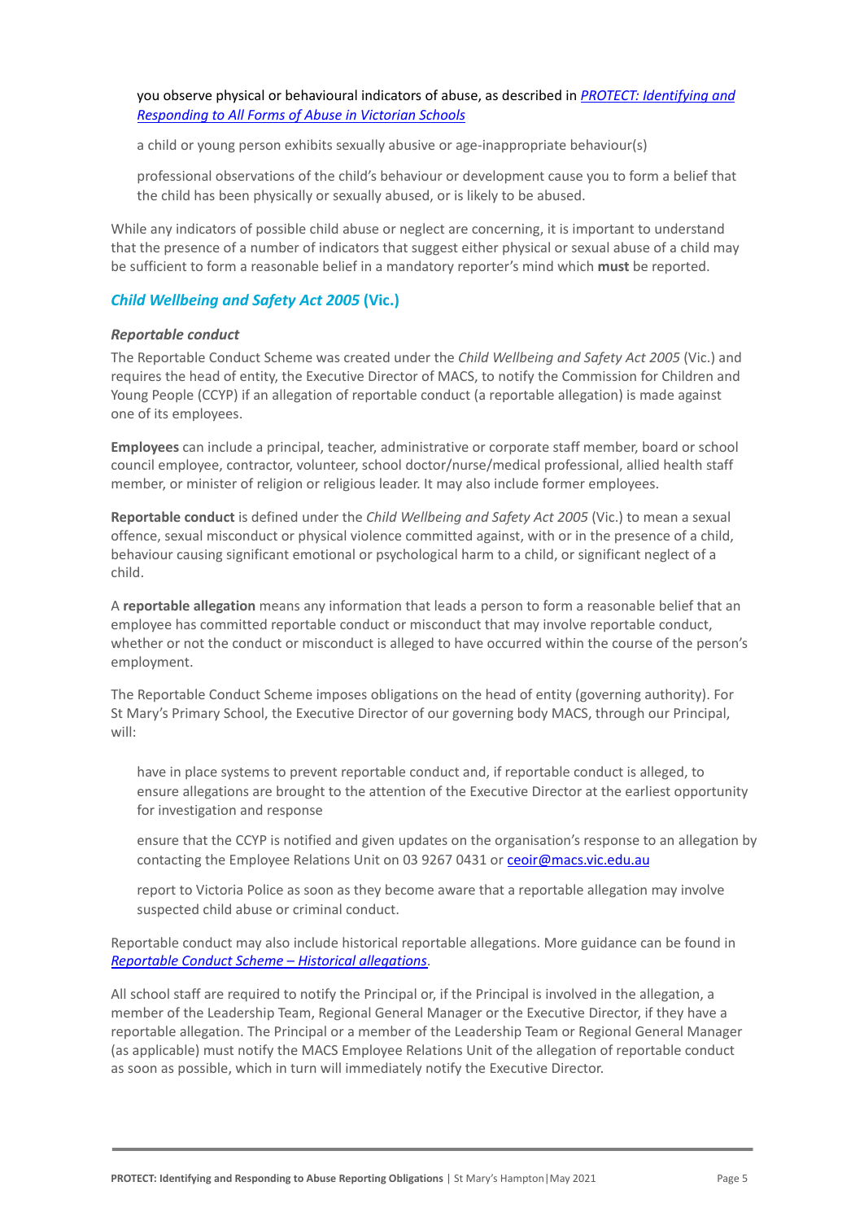- you observe physical or behavioural indicators of abuse, as described in [*PROTECT: Identifying and Responding to All Forms of Abuse in Victorian Schools*]()
- a child or young person exhibits sexually abusive or age-inappropriate behaviour(s)
- professional observations of the child's behaviour or development cause you to form a belief that the child has been physically or sexually abused, or is likely to be abused.

While any indicators of possible child abuse or neglect are concerning, it is important to understand that the presence of a number of indicators that suggest either physical or sexual abuse of a child may be sufficient to form a reasonable belief in a mandatory reporter's mind which **must** be reported.

## *Child Wellbeing and Safety Act 2005* (Vic.)

### *Reportable conduct*

The Reportable Conduct Scheme was created under the *Child Wellbeing and Safety Act 2005* (Vic.) and requires the head of entity, the Executive Director of MACS, to notify the Commission for Children and Young People (CCYP) if an allegation of reportable conduct (a reportable allegation) is made against one of its employees.

**Employees** can include a principal, teacher, administrative or corporate staff member, board or school council employee, contractor, volunteer, school doctor/nurse/medical professional, allied health staff member, or minister of religion or religious leader. It may also include former employees.

**Reportable conduct** is defined under the *Child Wellbeing and Safety Act 2005* (Vic.) to mean a sexual offence, sexual misconduct or physical violence committed against, with or in the presence of a child, behaviour causing significant emotional or psychological harm to a child, or significant neglect of a child.

A **reportable allegation** means any information that leads a person to form a reasonable belief that an employee has committed reportable conduct or misconduct that may involve reportable conduct, whether or not the conduct or misconduct is alleged to have occurred within the course of the person's employment.

The Reportable Conduct Scheme imposes obligations on the head of entity (governing authority). For St Mary's Primary School, the Executive Director of our governing body MACS, through our Principal, will:

- have in place systems to prevent reportable conduct and, if reportable conduct is alleged, to ensure allegations are brought to the attention of the Executive Director at the earliest opportunity for investigation and response
- ensure that the CCYP is notified and given updates on the organisation's response to an allegation by contacting the Employee Relations Unit on 03 9267 0431 or [ceoir@macs.vic.edu.au](mailto:ceoir@macs.vic.edu.au)
- report to Victoria Police as soon as they become aware that a reportable allegation may involve suspected child abuse or criminal conduct.

Reportable conduct may also include historical reportable allegations. More guidance can be found in [*Reportable Conduct Scheme – Historical allegations*]().

All school staff are required to notify the Principal or, if the Principal is involved in the allegation, a member of the Leadership Team, Regional General Manager or the Executive Director, if they have a reportable allegation. The Principal or a member of the Leadership Team or Regional General Manager (as applicable) must notify the MACS Employee Relations Unit of the allegation of reportable conduct as soon as possible, which in turn will immediately notify the Executive Director.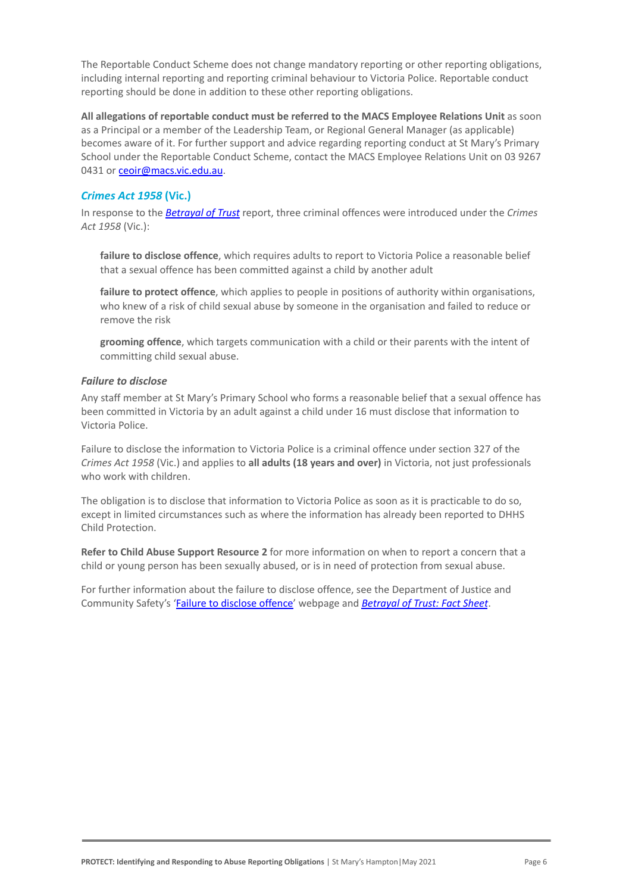The Reportable Conduct Scheme does not change mandatory reporting or other reporting obligations, including internal reporting and reporting criminal behaviour to Victoria Police. Reportable conduct reporting should be done in addition to these other reporting obligations.

**All allegations of reportable conduct must be referred to the MACS Employee Relations Unit** as soon as a Principal or a member of the Leadership Team, or Regional General Manager (as applicable) becomes aware of it. For further support and advice regarding reporting conduct at St Mary's Primary School under the Reportable Conduct Scheme, contact the MACS Employee Relations Unit on 03 9267 0431 or ceoir@macs.vic.edu.au.

### *Crimes Act 1958* (Vic.)

In response to the ***Betrayal of Trust*** report, three criminal offences were introduced under the *Crimes Act 1958* (Vic.):

> **failure to disclose offence**, which requires adults to report to Victoria Police a reasonable belief that a sexual offence has been committed against a child by another adult
>
> **failure to protect offence**, which applies to people in positions of authority within organisations, who knew of a risk of child sexual abuse by someone in the organisation and failed to reduce or remove the risk
>
> **grooming offence**, which targets communication with a child or their parents with the intent of committing child sexual abuse.

#### *Failure to disclose*

Any staff member at St Mary's Primary School who forms a reasonable belief that a sexual offence has been committed in Victoria by an adult against a child under 16 must disclose that information to Victoria Police.

Failure to disclose the information to Victoria Police is a criminal offence under section 327 of the *Crimes Act 1958* (Vic.) and applies to **all adults (18 years and over)** in Victoria, not just professionals who work with children.

The obligation is to disclose that information to Victoria Police as soon as it is practicable to do so, except in limited circumstances such as where the information has already been reported to DHHS Child Protection.

**Refer to Child Abuse Support Resource 2** for more information on when to report a concern that a child or young person has been sexually abused, or is in need of protection from sexual abuse.

For further information about the failure to disclose offence, see the Department of Justice and Community Safety's 'Failure to disclose offence' webpage and ***Betrayal of Trust: Fact Sheet***.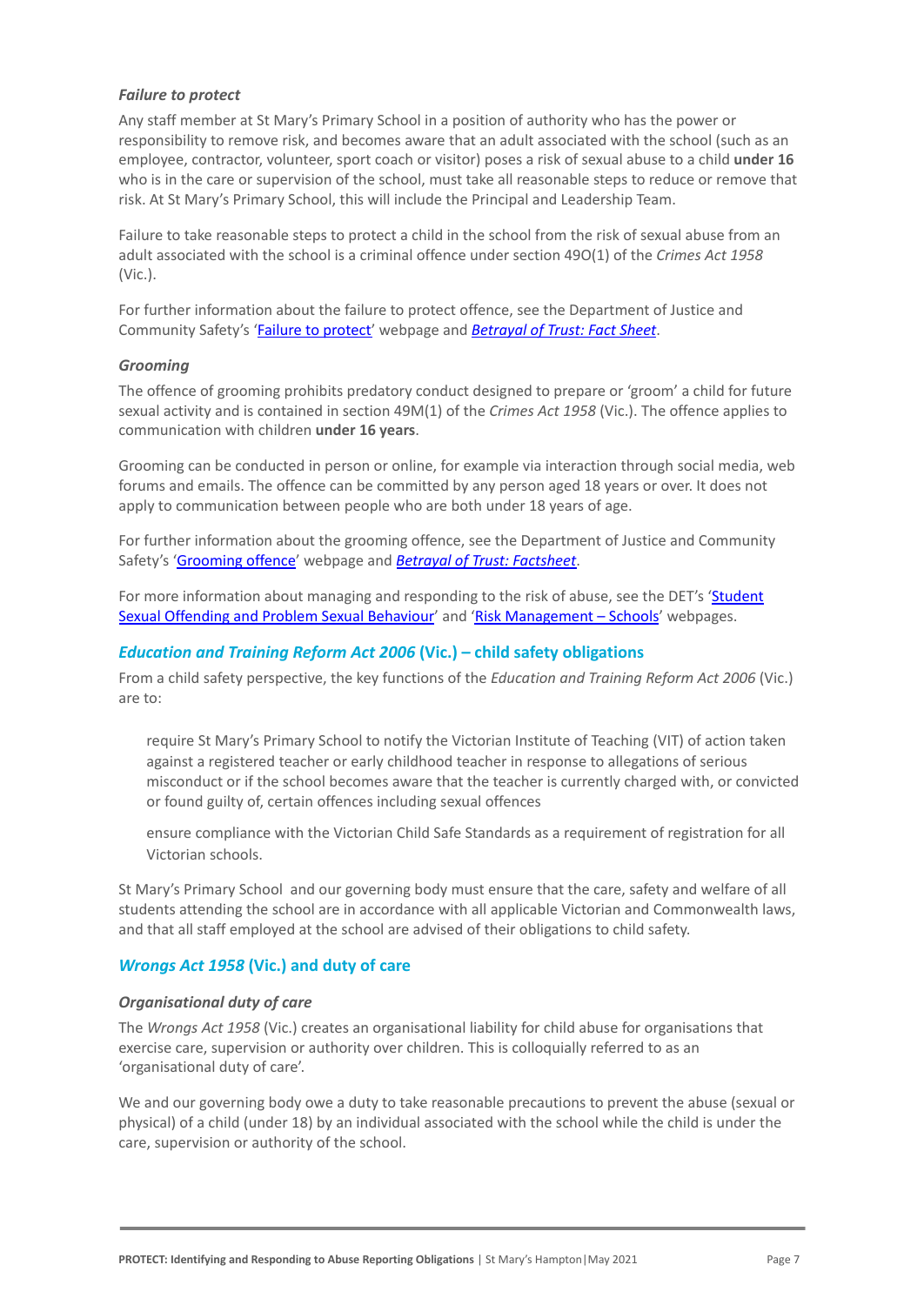#### *Failure to protect*

Any staff member at St Mary's Primary School in a position of authority who has the power or responsibility to remove risk, and becomes aware that an adult associated with the school (such as an employee, contractor, volunteer, sport coach or visitor) poses a risk of sexual abuse to a child **under 16** who is in the care or supervision of the school, must take all reasonable steps to reduce or remove that risk. At St Mary's Primary School, this will include the Principal and Leadership Team.

Failure to take reasonable steps to protect a child in the school from the risk of sexual abuse from an adult associated with the school is a criminal offence under section 49O(1) of the *Crimes Act 1958* (Vic.).

For further information about the failure to protect offence, see the Department of Justice and Community Safety's 'Failure to protect' webpage and *Betrayal of Trust: Fact Sheet*.

#### *Grooming*

The offence of grooming prohibits predatory conduct designed to prepare or 'groom' a child for future sexual activity and is contained in section 49M(1) of the *Crimes Act 1958* (Vic.). The offence applies to communication with children **under 16 years**.

Grooming can be conducted in person or online, for example via interaction through social media, web forums and emails. The offence can be committed by any person aged 18 years or over. It does not apply to communication between people who are both under 18 years of age.

For further information about the grooming offence, see the Department of Justice and Community Safety's 'Grooming offence' webpage and *Betrayal of Trust: Factsheet*.

For more information about managing and responding to the risk of abuse, see the DET's 'Student Sexual Offending and Problem Sexual Behaviour' and 'Risk Management – Schools' webpages.

### *Education and Training Reform Act 2006* (Vic.) – child safety obligations

From a child safety perspective, the key functions of the *Education and Training Reform Act 2006* (Vic.) are to:

- require St Mary's Primary School to notify the Victorian Institute of Teaching (VIT) of action taken against a registered teacher or early childhood teacher in response to allegations of serious misconduct or if the school becomes aware that the teacher is currently charged with, or convicted or found guilty of, certain offences including sexual offences
- ensure compliance with the Victorian Child Safe Standards as a requirement of registration for all Victorian schools.

St Mary's Primary School and our governing body must ensure that the care, safety and welfare of all students attending the school are in accordance with all applicable Victorian and Commonwealth laws, and that all staff employed at the school are advised of their obligations to child safety.

### *Wrongs Act 1958* (Vic.) and duty of care

#### *Organisational duty of care*

The *Wrongs Act 1958* (Vic.) creates an organisational liability for child abuse for organisations that exercise care, supervision or authority over children. This is colloquially referred to as an 'organisational duty of care'.

We and our governing body owe a duty to take reasonable precautions to prevent the abuse (sexual or physical) of a child (under 18) by an individual associated with the school while the child is under the care, supervision or authority of the school.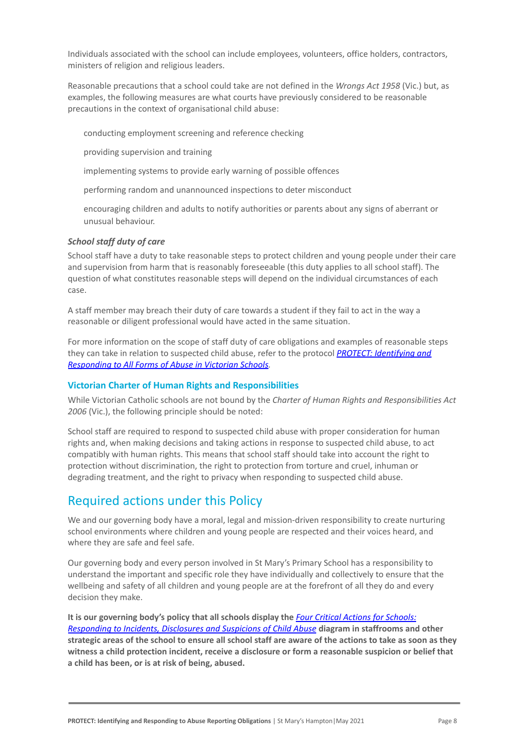Individuals associated with the school can include employees, volunteers, office holders, contractors, ministers of religion and religious leaders.

Reasonable precautions that a school could take are not defined in the *Wrongs Act 1958* (Vic.) but, as examples, the following measures are what courts have previously considered to be reasonable precautions in the context of organisational child abuse:

- conducting employment screening and reference checking
- providing supervision and training
- implementing systems to provide early warning of possible offences
- performing random and unannounced inspections to deter misconduct
- encouraging children and adults to notify authorities or parents about any signs of aberrant or unusual behaviour.

### *School staff duty of care*

School staff have a duty to take reasonable steps to protect children and young people under their care and supervision from harm that is reasonably foreseeable (this duty applies to all school staff). The question of what constitutes reasonable steps will depend on the individual circumstances of each case.

A staff member may breach their duty of care towards a student if they fail to act in the way a reasonable or diligent professional would have acted in the same situation.

For more information on the scope of staff duty of care obligations and examples of reasonable steps they can take in relation to suspected child abuse, refer to the protocol [*PROTECT: Identifying and Responding to All Forms of Abuse in Victorian Schools*](#).

### Victorian Charter of Human Rights and Responsibilities

While Victorian Catholic schools are not bound by the *Charter of Human Rights and Responsibilities Act 2006* (Vic.), the following principle should be noted:

School staff are required to respond to suspected child abuse with proper consideration for human rights and, when making decisions and taking actions in response to suspected child abuse, to act compatibly with human rights. This means that school staff should take into account the right to protection without discrimination, the right to protection from torture and cruel, inhuman or degrading treatment, and the right to privacy when responding to suspected child abuse.

## Required actions under this Policy

We and our governing body have a moral, legal and mission-driven responsibility to create nurturing school environments where children and young people are respected and their voices heard, and where they are safe and feel safe.

Our governing body and every person involved in St Mary's Primary School has a responsibility to understand the important and specific role they have individually and collectively to ensure that the wellbeing and safety of all children and young people are at the forefront of all they do and every decision they make.

**It is our governing body's policy that all schools display the [*Four Critical Actions for Schools: Responding to Incidents, Disclosures and Suspicions of Child Abuse*](#) diagram in staffrooms and other strategic areas of the school to ensure all school staff are aware of the actions to take as soon as they witness a child protection incident, receive a disclosure or form a reasonable suspicion or belief that a child has been, or is at risk of being, abused.**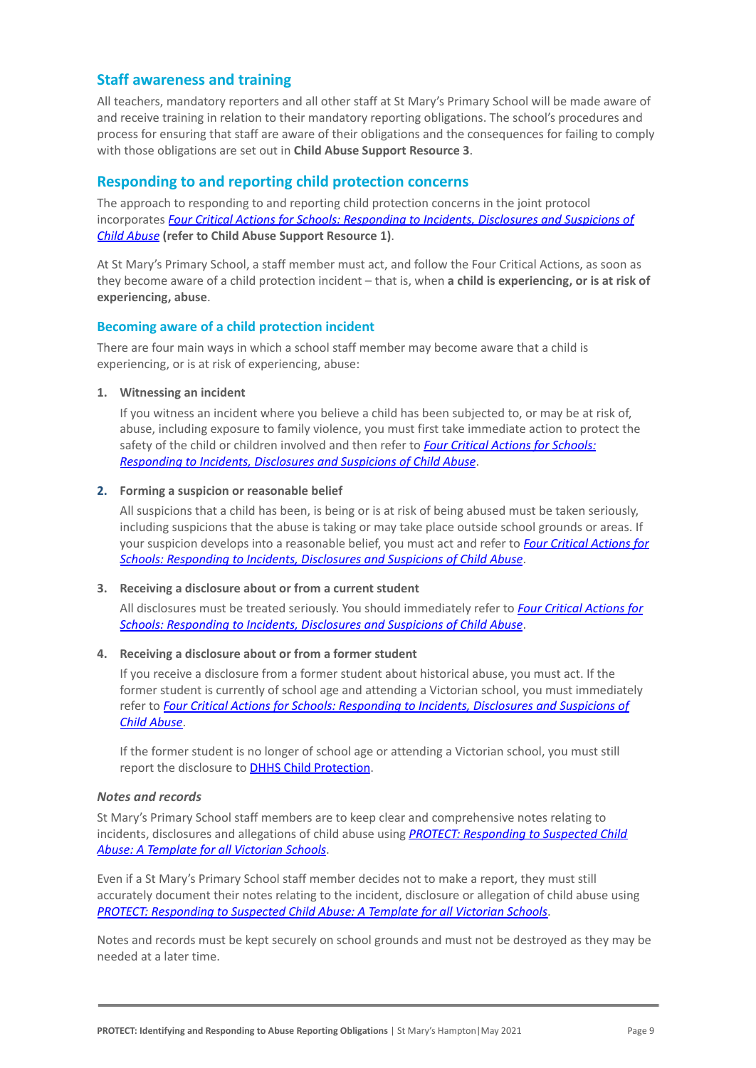## Staff awareness and training

All teachers, mandatory reporters and all other staff at St Mary's Primary School will be made aware of and receive training in relation to their mandatory reporting obligations. The school's procedures and process for ensuring that staff are aware of their obligations and the consequences for failing to comply with those obligations are set out in **Child Abuse Support Resource 3**.

## Responding to and reporting child protection concerns

The approach to responding to and reporting child protection concerns in the joint protocol incorporates *Four Critical Actions for Schools: Responding to Incidents, Disclosures and Suspicions of Child Abuse* **(refer to Child Abuse Support Resource 1)**.

At St Mary's Primary School, a staff member must act, and follow the Four Critical Actions, as soon as they become aware of a child protection incident – that is, when **a child is experiencing, or is at risk of experiencing, abuse**.

### Becoming aware of a child protection incident

There are four main ways in which a school staff member may become aware that a child is experiencing, or is at risk of experiencing, abuse:

1. **Witnessing an incident**

   If you witness an incident where you believe a child has been subjected to, or may be at risk of, abuse, including exposure to family violence, you must first take immediate action to protect the safety of the child or children involved and then refer to *Four Critical Actions for Schools: Responding to Incidents, Disclosures and Suspicions of Child Abuse*.

2. **Forming a suspicion or reasonable belief**

   All suspicions that a child has been, is being or is at risk of being abused must be taken seriously, including suspicions that the abuse is taking or may take place outside school grounds or areas. If your suspicion develops into a reasonable belief, you must act and refer to *Four Critical Actions for Schools: Responding to Incidents, Disclosures and Suspicions of Child Abuse*.

3. **Receiving a disclosure about or from a current student**

   All disclosures must be treated seriously. You should immediately refer to *Four Critical Actions for Schools: Responding to Incidents, Disclosures and Suspicions of Child Abuse*.

4. **Receiving a disclosure about or from a former student**

   If you receive a disclosure from a former student about historical abuse, you must act. If the former student is currently of school age and attending a Victorian school, you must immediately refer to *Four Critical Actions for Schools: Responding to Incidents, Disclosures and Suspicions of Child Abuse*.

   If the former student is no longer of school age or attending a Victorian school, you must still report the disclosure to DHHS Child Protection.

#### *Notes and records*

St Mary's Primary School staff members are to keep clear and comprehensive notes relating to incidents, disclosures and allegations of child abuse using *PROTECT: Responding to Suspected Child Abuse: A Template for all Victorian Schools*.

Even if a St Mary's Primary School staff member decides not to make a report, they must still accurately document their notes relating to the incident, disclosure or allegation of child abuse using *PROTECT: Responding to Suspected Child Abuse: A Template for all Victorian Schools*.

Notes and records must be kept securely on school grounds and must not be destroyed as they may be needed at a later time.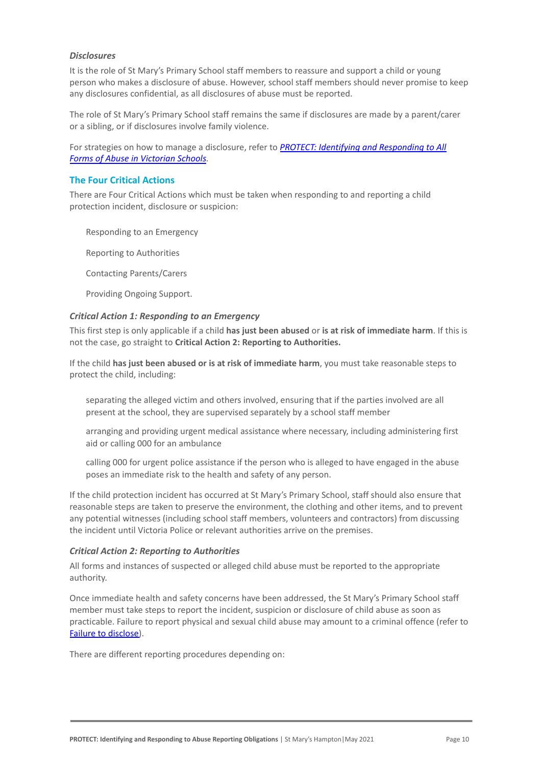### *Disclosures*

It is the role of St Mary's Primary School staff members to reassure and support a child or young person who makes a disclosure of abuse. However, school staff members should never promise to keep any disclosures confidential, as all disclosures of abuse must be reported.

The role of St Mary's Primary School staff remains the same if disclosures are made by a parent/carer or a sibling, or if disclosures involve family violence.

For strategies on how to manage a disclosure, refer to [*PROTECT: Identifying and Responding to All Forms of Abuse in Victorian Schools*](#).

## The Four Critical Actions

There are Four Critical Actions which must be taken when responding to and reporting a child protection incident, disclosure or suspicion:

- Responding to an Emergency
- Reporting to Authorities
- Contacting Parents/Carers
- Providing Ongoing Support.

### *Critical Action 1: Responding to an Emergency*

This first step is only applicable if a child **has just been abused** or **is at risk of immediate harm**. If this is not the case, go straight to **Critical Action 2: Reporting to Authorities.**

If the child **has just been abused or is at risk of immediate harm**, you must take reasonable steps to protect the child, including:

- separating the alleged victim and others involved, ensuring that if the parties involved are all present at the school, they are supervised separately by a school staff member
- arranging and providing urgent medical assistance where necessary, including administering first aid or calling 000 for an ambulance
- calling 000 for urgent police assistance if the person who is alleged to have engaged in the abuse poses an immediate risk to the health and safety of any person.

If the child protection incident has occurred at St Mary's Primary School, staff should also ensure that reasonable steps are taken to preserve the environment, the clothing and other items, and to prevent any potential witnesses (including school staff members, volunteers and contractors) from discussing the incident until Victoria Police or relevant authorities arrive on the premises.

### *Critical Action 2: Reporting to Authorities*

All forms and instances of suspected or alleged child abuse must be reported to the appropriate authority.

Once immediate health and safety concerns have been addressed, the St Mary's Primary School staff member must take steps to report the incident, suspicion or disclosure of child abuse as soon as practicable. Failure to report physical and sexual child abuse may amount to a criminal offence (refer to [Failure to disclose](#)).

There are different reporting procedures depending on: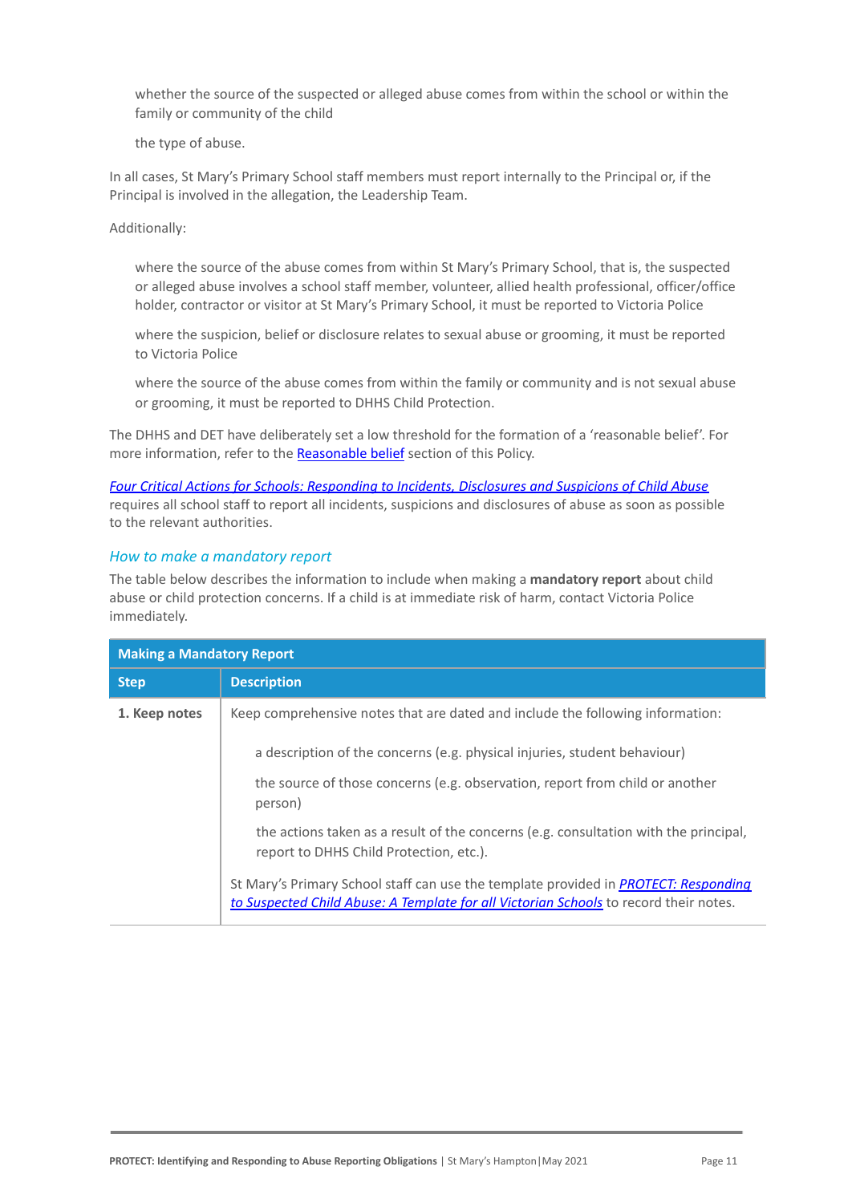whether the source of the suspected or alleged abuse comes from within the school or within the family or community of the child

the type of abuse.

In all cases, St Mary's Primary School staff members must report internally to the Principal or, if the Principal is involved in the allegation, the Leadership Team.

Additionally:

where the source of the abuse comes from within St Mary's Primary School, that is, the suspected or alleged abuse involves a school staff member, volunteer, allied health professional, officer/office holder, contractor or visitor at St Mary's Primary School, it must be reported to Victoria Police

where the suspicion, belief or disclosure relates to sexual abuse or grooming, it must be reported to Victoria Police

where the source of the abuse comes from within the family or community and is not sexual abuse or grooming, it must be reported to DHHS Child Protection.

The DHHS and DET have deliberately set a low threshold for the formation of a 'reasonable belief'. For more information, refer to the Reasonable belief section of this Policy.

*Four Critical Actions for Schools: Responding to Incidents, Disclosures and Suspicions of Child Abuse* requires all school staff to report all incidents, suspicions and disclosures of abuse as soon as possible to the relevant authorities.

### *How to make a mandatory report*

The table below describes the information to include when making a **mandatory report** about child abuse or child protection concerns. If a child is at immediate risk of harm, contact Victoria Police immediately.

| **Making a Mandatory Report** | |
|---|---|
| **Step** | **Description** |
| **1. Keep notes** | Keep comprehensive notes that are dated and include the following information:<br>a description of the concerns (e.g. physical injuries, student behaviour)<br>the source of those concerns (e.g. observation, report from child or another person)<br>the actions taken as a result of the concerns (e.g. consultation with the principal, report to DHHS Child Protection, etc.).<br>St Mary's Primary School staff can use the template provided in *PROTECT: Responding to Suspected Child Abuse: A Template for all Victorian Schools* to record their notes. |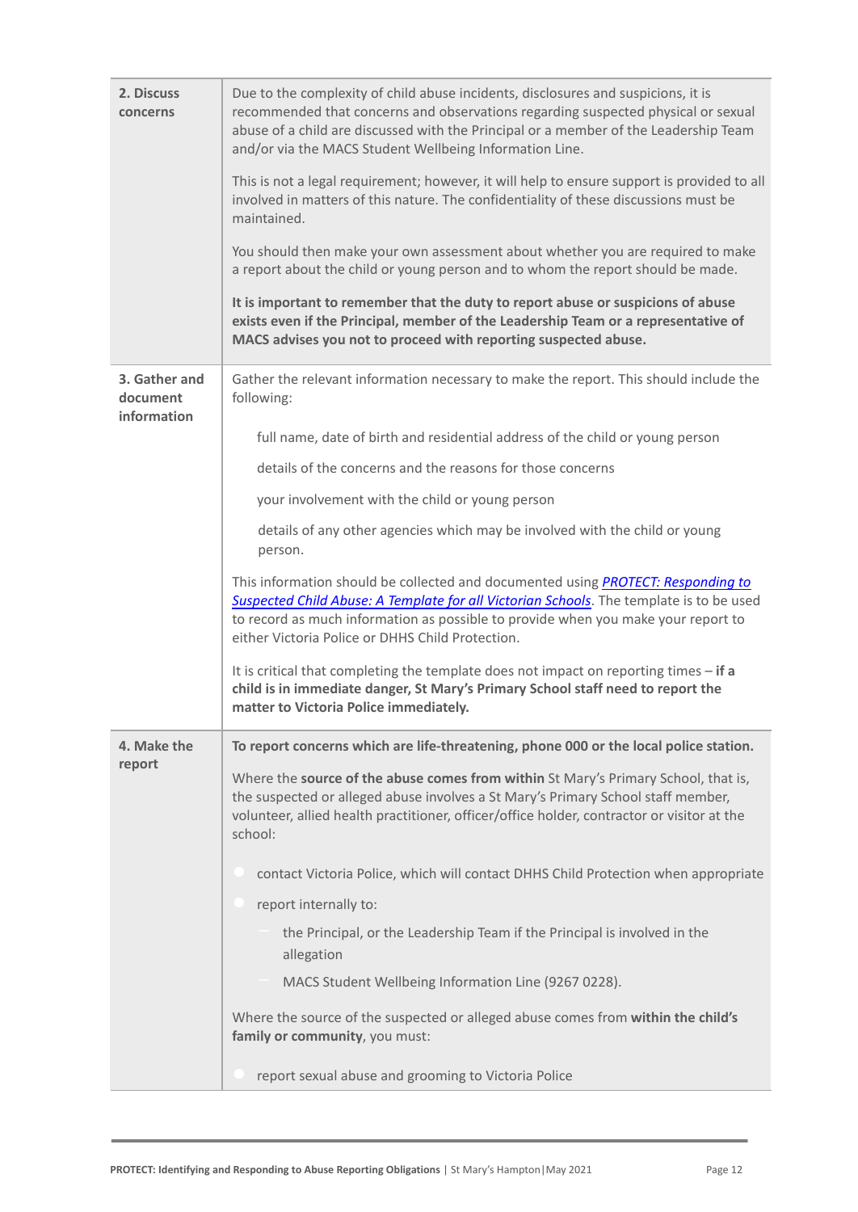| | |
|---|---|
| **2. Discuss concerns** | Due to the complexity of child abuse incidents, disclosures and suspicions, it is recommended that concerns and observations regarding suspected physical or sexual abuse of a child are discussed with the Principal or a member of the Leadership Team and/or via the MACS Student Wellbeing Information Line.<br><br>This is not a legal requirement; however, it will help to ensure support is provided to all involved in matters of this nature. The confidentiality of these discussions must be maintained.<br><br>You should then make your own assessment about whether you are required to make a report about the child or young person and to whom the report should be made.<br><br>**It is important to remember that the duty to report abuse or suspicions of abuse exists even if the Principal, member of the Leadership Team or a representative of MACS advises you not to proceed with reporting suspected abuse.** |
| **3. Gather and document information** | Gather the relevant information necessary to make the report. This should include the following:<br><br>full name, date of birth and residential address of the child or young person<br><br>details of the concerns and the reasons for those concerns<br><br>your involvement with the child or young person<br><br>details of any other agencies which may be involved with the child or young person.<br><br>This information should be collected and documented using ***PROTECT: Responding to Suspected Child Abuse: A Template for all Victorian Schools***. The template is to be used to record as much information as possible to provide when you make your report to either Victoria Police or DHHS Child Protection.<br><br>It is critical that completing the template does not impact on reporting times – **if a child is in immediate danger, St Mary's Primary School staff need to report the matter to Victoria Police immediately.** |
| **4. Make the report** | **To report concerns which are life-threatening, phone 000 or the local police station.**<br><br>Where the **source of the abuse comes from within** St Mary's Primary School, that is, the suspected or alleged abuse involves a St Mary's Primary School staff member, volunteer, allied health practitioner, officer/office holder, contractor or visitor at the school:<br><br>- contact Victoria Police, which will contact DHHS Child Protection when appropriate<br>- report internally to:<br>  - the Principal, or the Leadership Team if the Principal is involved in the allegation<br>  - MACS Student Wellbeing Information Line (9267 0228).<br><br>Where the source of the suspected or alleged abuse comes from **within the child's family or community**, you must:<br><br>- report sexual abuse and grooming to Victoria Police |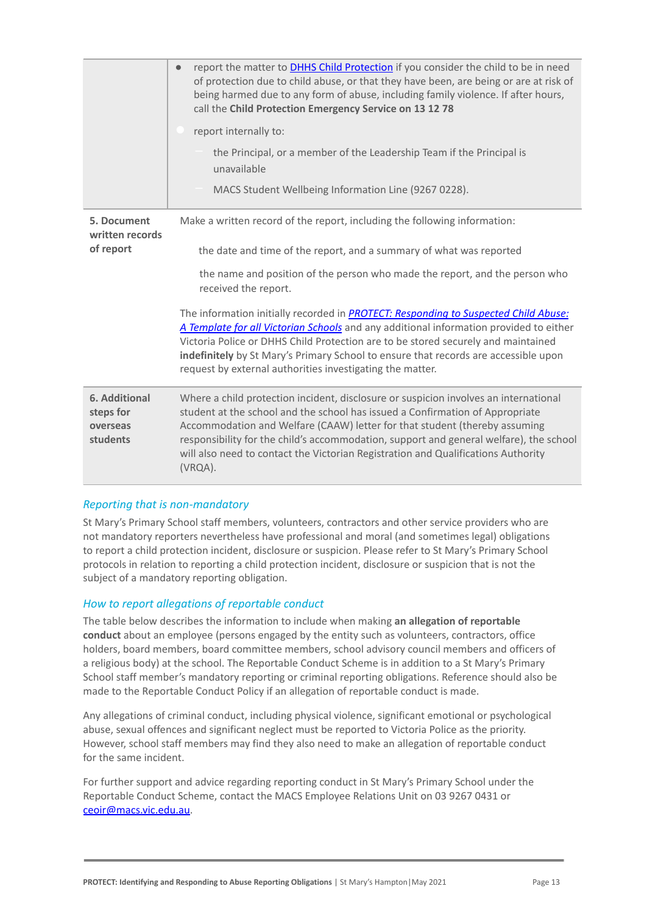| | |
|---|---|
| | <ul><li>report the matter to [DHHS Child Protection](#) if you consider the child to be in need of protection due to child abuse, or that they have been, are being or are at risk of being harmed due to any form of abuse, including family violence. If after hours, call the **Child Protection Emergency Service on 13 12 78**</li><li>report internally to:<ul><li>the Principal, or a member of the Leadership Team if the Principal is unavailable</li><li>MACS Student Wellbeing Information Line (9267 0228).</li></ul></li></ul> |
| **5. Document written records of report** | Make a written record of the report, including the following information:<br><br>the date and time of the report, and a summary of what was reported<br><br>the name and position of the person who made the report, and the person who received the report.<br><br>The information initially recorded in [*PROTECT: Responding to Suspected Child Abuse: A Template for all Victorian Schools*](#) and any additional information provided to either Victoria Police or DHHS Child Protection are to be stored securely and maintained **indefinitely** by St Mary's Primary School to ensure that records are accessible upon request by external authorities investigating the matter. |
| **6. Additional steps for overseas students** | Where a child protection incident, disclosure or suspicion involves an international student at the school and the school has issued a Confirmation of Appropriate Accommodation and Welfare (CAAW) letter for that student (thereby assuming responsibility for the child's accommodation, support and general welfare), the school will also need to contact the Victorian Registration and Qualifications Authority (VRQA). |

### *Reporting that is non-mandatory*

St Mary's Primary School staff members, volunteers, contractors and other service providers who are not mandatory reporters nevertheless have professional and moral (and sometimes legal) obligations to report a child protection incident, disclosure or suspicion. Please refer to St Mary's Primary School protocols in relation to reporting a child protection incident, disclosure or suspicion that is not the subject of a mandatory reporting obligation.

### *How to report allegations of reportable conduct*

The table below describes the information to include when making **an allegation of reportable conduct** about an employee (persons engaged by the entity such as volunteers, contractors, office holders, board members, board committee members, school advisory council members and officers of a religious body) at the school. The Reportable Conduct Scheme is in addition to a St Mary's Primary School staff member's mandatory reporting or criminal reporting obligations. Reference should also be made to the Reportable Conduct Policy if an allegation of reportable conduct is made.

Any allegations of criminal conduct, including physical violence, significant emotional or psychological abuse, sexual offences and significant neglect must be reported to Victoria Police as the priority. However, school staff members may find they also need to make an allegation of reportable conduct for the same incident.

For further support and advice regarding reporting conduct in St Mary's Primary School under the Reportable Conduct Scheme, contact the MACS Employee Relations Unit on 03 9267 0431 or [ceoir@macs.vic.edu.au](mailto:ceoir@macs.vic.edu.au).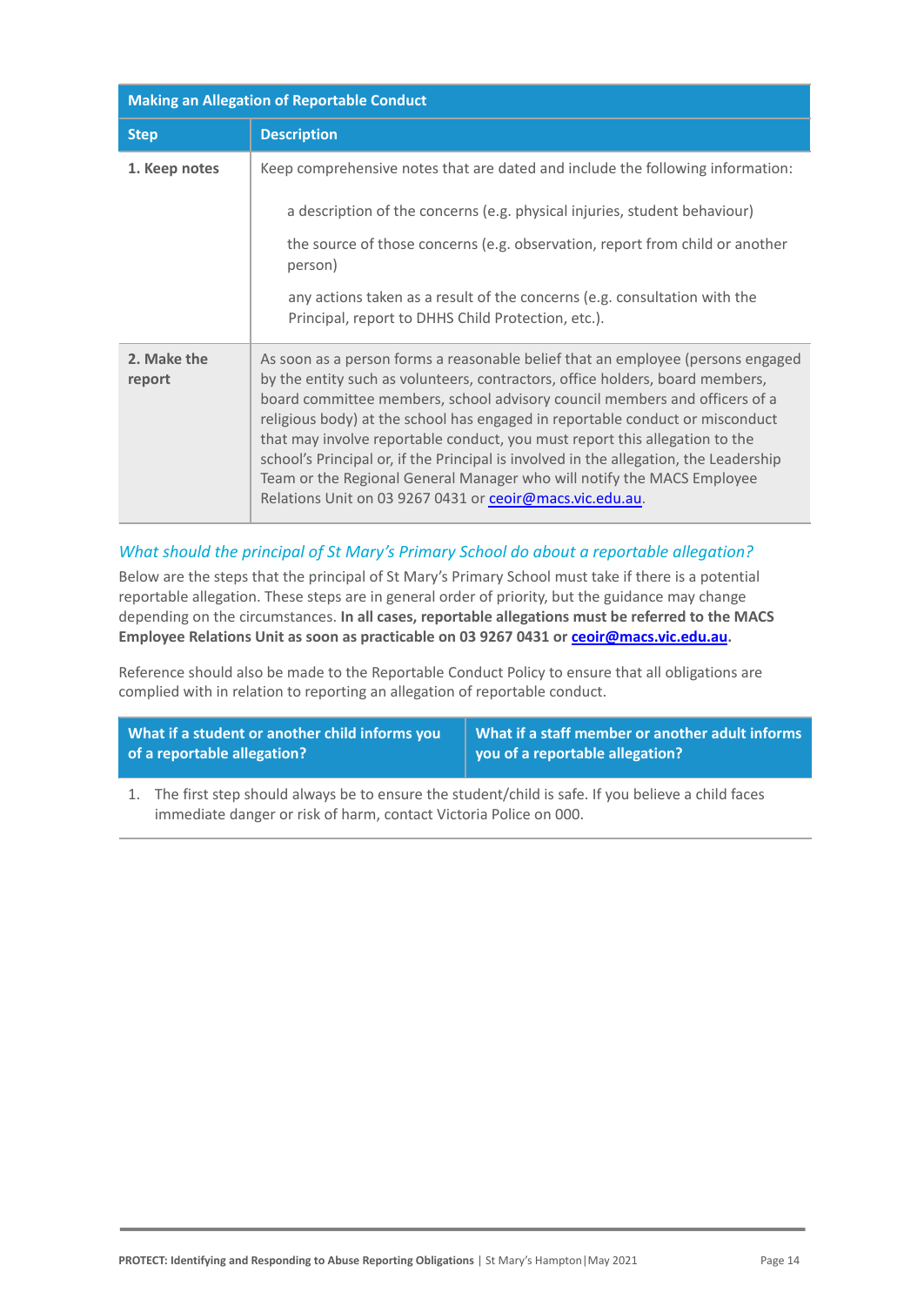| Making an Allegation of Reportable Conduct | |
|---|---|
| **Step** | **Description** |
| **1. Keep notes** | Keep comprehensive notes that are dated and include the following information:<br><br>a description of the concerns (e.g. physical injuries, student behaviour)<br><br>the source of those concerns (e.g. observation, report from child or another person)<br><br>any actions taken as a result of the concerns (e.g. consultation with the Principal, report to DHHS Child Protection, etc.). |
| **2. Make the report** | As soon as a person forms a reasonable belief that an employee (persons engaged by the entity such as volunteers, contractors, office holders, board members, board committee members, school advisory council members and officers of a religious body) at the school has engaged in reportable conduct or misconduct that may involve reportable conduct, you must report this allegation to the school's Principal or, if the Principal is involved in the allegation, the Leadership Team or the Regional General Manager who will notify the MACS Employee Relations Unit on 03 9267 0431 or ceoir@macs.vic.edu.au. |

### *What should the principal of St Mary's Primary School do about a reportable allegation?*

Below are the steps that the principal of St Mary's Primary School must take if there is a potential reportable allegation. These steps are in general order of priority, but the guidance may change depending on the circumstances. **In all cases, reportable allegations must be referred to the MACS Employee Relations Unit as soon as practicable on 03 9267 0431 or ceoir@macs.vic.edu.au.**

Reference should also be made to the Reportable Conduct Policy to ensure that all obligations are complied with in relation to reporting an allegation of reportable conduct.

| What if a student or another child informs you of a reportable allegation? | What if a staff member or another adult informs you of a reportable allegation? |
|---|---|
| 1. The first step should always be to ensure the student/child is safe. If you believe a child faces immediate danger or risk of harm, contact Victoria Police on 000. | |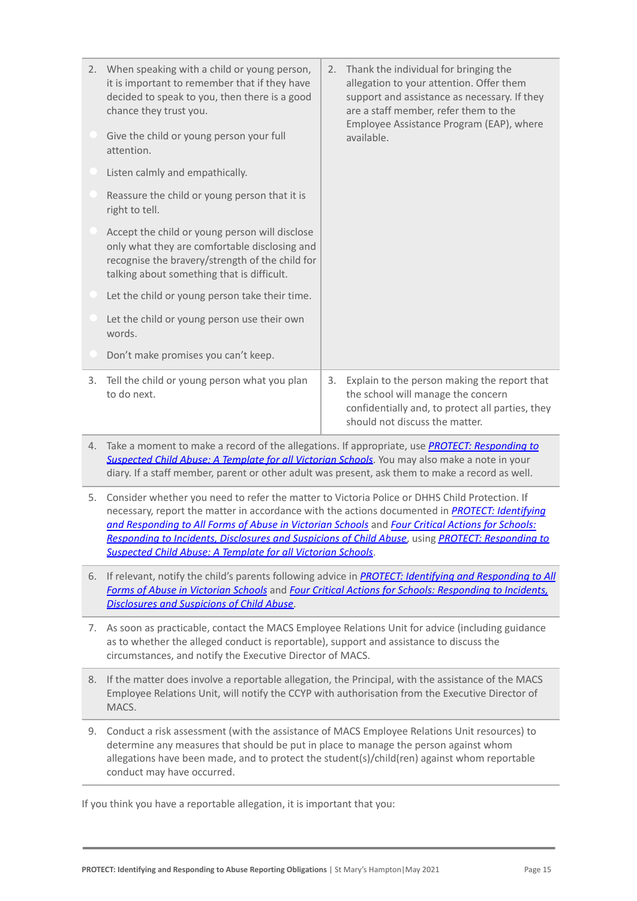| | |
|---|---|
| 2. When speaking with a child or young person, it is important to remember that if they have decided to speak to you, then there is a good chance they trust you.<br>• Give the child or young person your full attention.<br>• Listen calmly and empathically.<br>• Reassure the child or young person that it is right to tell.<br>• Accept the child or young person will disclose only what they are comfortable disclosing and recognise the bravery/strength of the child for talking about something that is difficult.<br>• Let the child or young person take their time.<br>• Let the child or young person use their own words.<br>• Don't make promises you can't keep. | 2. Thank the individual for bringing the allegation to your attention. Offer them support and assistance as necessary. If they are a staff member, refer them to the Employee Assistance Program (EAP), where available. |
| 3. Tell the child or young person what you plan to do next. | 3. Explain to the person making the report that the school will manage the concern confidentially and, to protect all parties, they should not discuss the matter. |
| 4. Take a moment to make a record of the allegations. If appropriate, use ***PROTECT: Responding to Suspected Child Abuse: A Template for all Victorian Schools***. You may also make a note in your diary. If a staff member, parent or other adult was present, ask them to make a record as well. | |
| 5. Consider whether you need to refer the matter to Victoria Police or DHHS Child Protection. If necessary, report the matter in accordance with the actions documented in ***PROTECT: Identifying and Responding to All Forms of Abuse in Victorian Schools*** and ***Four Critical Actions for Schools: Responding to Incidents, Disclosures and Suspicions of Child Abuse***, using ***PROTECT: Responding to Suspected Child Abuse: A Template for all Victorian Schools***. | |
| 6. If relevant, notify the child's parents following advice in ***PROTECT: Identifying and Responding to All Forms of Abuse in Victorian Schools*** and ***Four Critical Actions for Schools: Responding to Incidents, Disclosures and Suspicions of Child Abuse***. | |
| 7. As soon as practicable, contact the MACS Employee Relations Unit for advice (including guidance as to whether the alleged conduct is reportable), support and assistance to discuss the circumstances, and notify the Executive Director of MACS. | |
| 8. If the matter does involve a reportable allegation, the Principal, with the assistance of the MACS Employee Relations Unit, will notify the CCYP with authorisation from the Executive Director of MACS. | |
| 9. Conduct a risk assessment (with the assistance of MACS Employee Relations Unit resources) to determine any measures that should be put in place to manage the person against whom allegations have been made, and to protect the student(s)/child(ren) against whom reportable conduct may have occurred. | |

If you think you have a reportable allegation, it is important that you: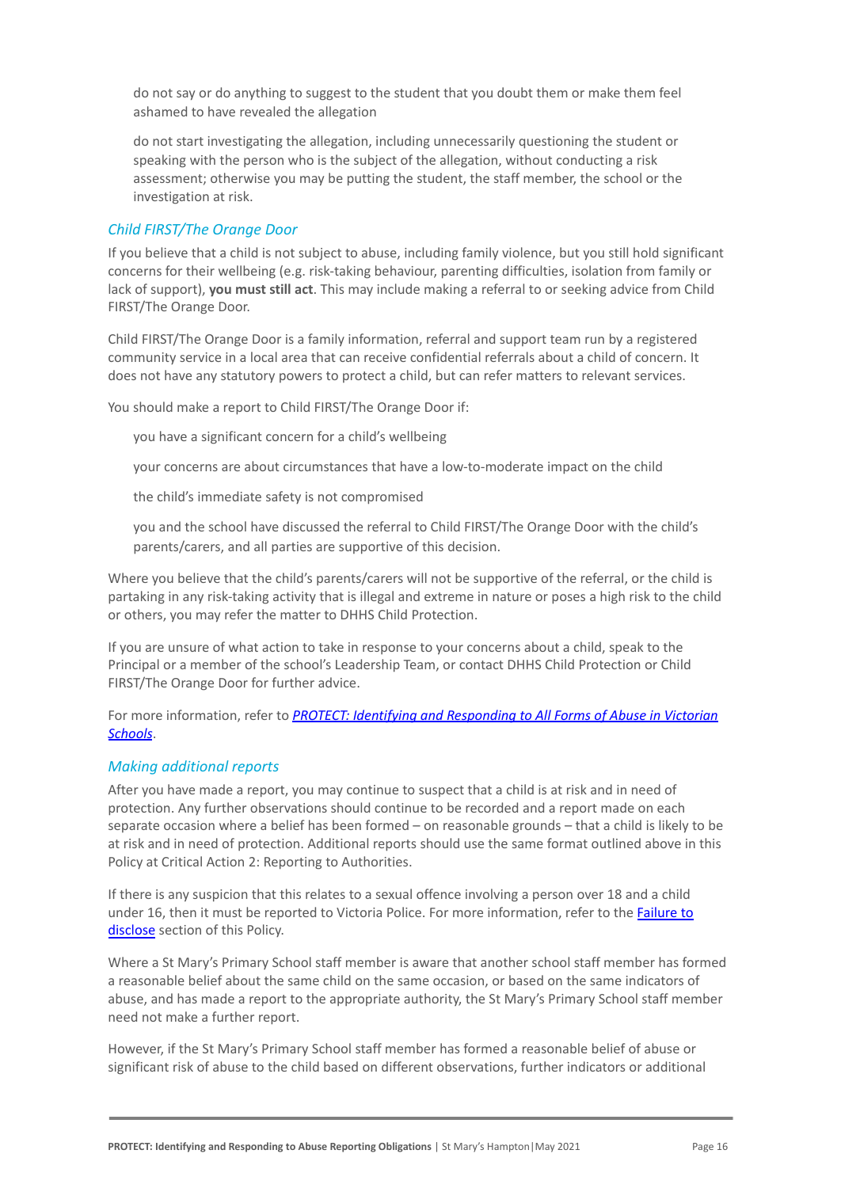do not say or do anything to suggest to the student that you doubt them or make them feel ashamed to have revealed the allegation

do not start investigating the allegation, including unnecessarily questioning the student or speaking with the person who is the subject of the allegation, without conducting a risk assessment; otherwise you may be putting the student, the staff member, the school or the investigation at risk.

### *Child FIRST/The Orange Door*

If you believe that a child is not subject to abuse, including family violence, but you still hold significant concerns for their wellbeing (e.g. risk-taking behaviour, parenting difficulties, isolation from family or lack of support), **you must still act**. This may include making a referral to or seeking advice from Child FIRST/The Orange Door.

Child FIRST/The Orange Door is a family information, referral and support team run by a registered community service in a local area that can receive confidential referrals about a child of concern. It does not have any statutory powers to protect a child, but can refer matters to relevant services.

You should make a report to Child FIRST/The Orange Door if:

you have a significant concern for a child's wellbeing

your concerns are about circumstances that have a low-to-moderate impact on the child

the child's immediate safety is not compromised

you and the school have discussed the referral to Child FIRST/The Orange Door with the child's parents/carers, and all parties are supportive of this decision.

Where you believe that the child's parents/carers will not be supportive of the referral, or the child is partaking in any risk-taking activity that is illegal and extreme in nature or poses a high risk to the child or others, you may refer the matter to DHHS Child Protection.

If you are unsure of what action to take in response to your concerns about a child, speak to the Principal or a member of the school's Leadership Team, or contact DHHS Child Protection or Child FIRST/The Orange Door for further advice.

For more information, refer to ***PROTECT: Identifying and Responding to All Forms of Abuse in Victorian Schools***.

### *Making additional reports*

After you have made a report, you may continue to suspect that a child is at risk and in need of protection. Any further observations should continue to be recorded and a report made on each separate occasion where a belief has been formed – on reasonable grounds – that a child is likely to be at risk and in need of protection. Additional reports should use the same format outlined above in this Policy at Critical Action 2: Reporting to Authorities.

If there is any suspicion that this relates to a sexual offence involving a person over 18 and a child under 16, then it must be reported to Victoria Police. For more information, refer to the Failure to disclose section of this Policy.

Where a St Mary's Primary School staff member is aware that another school staff member has formed a reasonable belief about the same child on the same occasion, or based on the same indicators of abuse, and has made a report to the appropriate authority, the St Mary's Primary School staff member need not make a further report.

However, if the St Mary's Primary School staff member has formed a reasonable belief of abuse or significant risk of abuse to the child based on different observations, further indicators or additional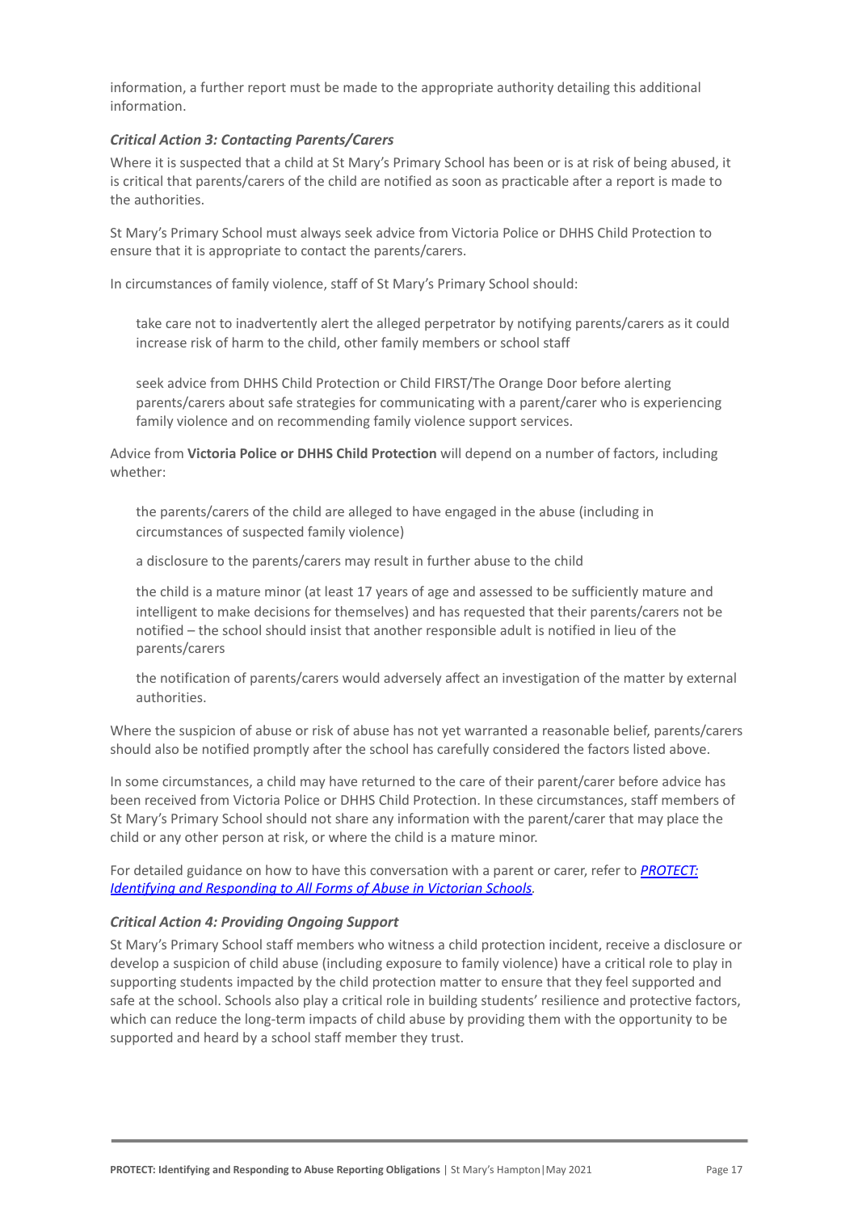information, a further report must be made to the appropriate authority detailing this additional information.

### *Critical Action 3: Contacting Parents/Carers*

Where it is suspected that a child at St Mary's Primary School has been or is at risk of being abused, it is critical that parents/carers of the child are notified as soon as practicable after a report is made to the authorities.

St Mary's Primary School must always seek advice from Victoria Police or DHHS Child Protection to ensure that it is appropriate to contact the parents/carers.

In circumstances of family violence, staff of St Mary's Primary School should:

- take care not to inadvertently alert the alleged perpetrator by notifying parents/carers as it could increase risk of harm to the child, other family members or school staff
- seek advice from DHHS Child Protection or Child FIRST/The Orange Door before alerting parents/carers about safe strategies for communicating with a parent/carer who is experiencing family violence and on recommending family violence support services.

Advice from **Victoria Police or DHHS Child Protection** will depend on a number of factors, including whether:

- the parents/carers of the child are alleged to have engaged in the abuse (including in circumstances of suspected family violence)
- a disclosure to the parents/carers may result in further abuse to the child
- the child is a mature minor (at least 17 years of age and assessed to be sufficiently mature and intelligent to make decisions for themselves) and has requested that their parents/carers not be notified – the school should insist that another responsible adult is notified in lieu of the parents/carers
- the notification of parents/carers would adversely affect an investigation of the matter by external authorities.

Where the suspicion of abuse or risk of abuse has not yet warranted a reasonable belief, parents/carers should also be notified promptly after the school has carefully considered the factors listed above.

In some circumstances, a child may have returned to the care of their parent/carer before advice has been received from Victoria Police or DHHS Child Protection. In these circumstances, staff members of St Mary's Primary School should not share any information with the parent/carer that may place the child or any other person at risk, or where the child is a mature minor.

For detailed guidance on how to have this conversation with a parent or carer, refer to [*PROTECT: Identifying and Responding to All Forms of Abuse in Victorian Schools*](#).

### *Critical Action 4: Providing Ongoing Support*

St Mary's Primary School staff members who witness a child protection incident, receive a disclosure or develop a suspicion of child abuse (including exposure to family violence) have a critical role to play in supporting students impacted by the child protection matter to ensure that they feel supported and safe at the school. Schools also play a critical role in building students' resilience and protective factors, which can reduce the long-term impacts of child abuse by providing them with the opportunity to be supported and heard by a school staff member they trust.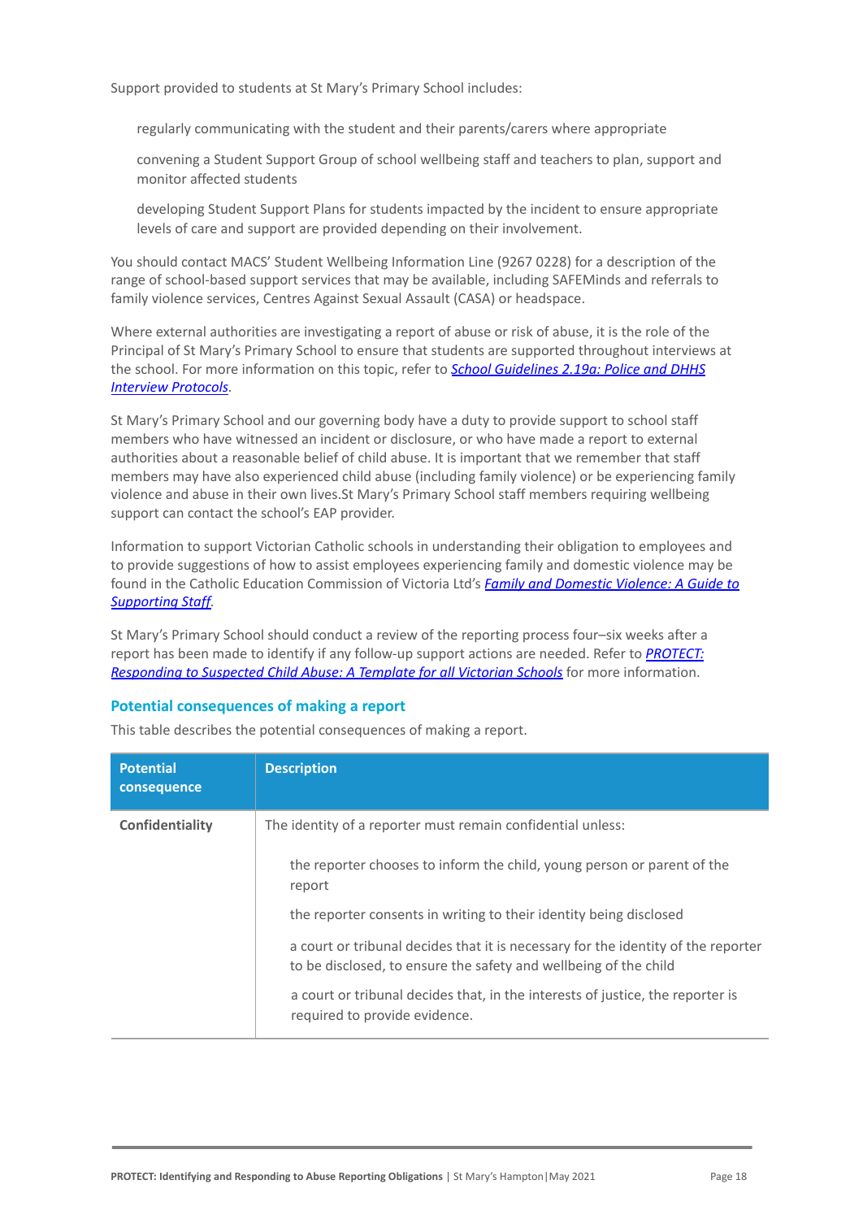Support provided to students at St Mary's Primary School includes:

- regularly communicating with the student and their parents/carers where appropriate
- convening a Student Support Group of school wellbeing staff and teachers to plan, support and monitor affected students
- developing Student Support Plans for students impacted by the incident to ensure appropriate levels of care and support are provided depending on their involvement.

You should contact MACS' Student Wellbeing Information Line (9267 0228) for a description of the range of school-based support services that may be available, including SAFEMinds and referrals to family violence services, Centres Against Sexual Assault (CASA) or headspace.

Where external authorities are investigating a report of abuse or risk of abuse, it is the role of the Principal of St Mary's Primary School to ensure that students are supported throughout interviews at the school. For more information on this topic, refer to *School Guidelines 2.19a: Police and DHHS Interview Protocols*.

St Mary's Primary School and our governing body have a duty to provide support to school staff members who have witnessed an incident or disclosure, or who have made a report to external authorities about a reasonable belief of child abuse. It is important that we remember that staff members may have also experienced child abuse (including family violence) or be experiencing family violence and abuse in their own lives.St Mary's Primary School staff members requiring wellbeing support can contact the school's EAP provider.

Information to support Victorian Catholic schools in understanding their obligation to employees and to provide suggestions of how to assist employees experiencing family and domestic violence may be found in the Catholic Education Commission of Victoria Ltd's *Family and Domestic Violence: A Guide to Supporting Staff*.

St Mary's Primary School should conduct a review of the reporting process four–six weeks after a report has been made to identify if any follow-up support actions are needed. Refer to *PROTECT: Responding to Suspected Child Abuse: A Template for all Victorian Schools* for more information.

### Potential consequences of making a report

This table describes the potential consequences of making a report.

| Potential consequence | Description |
|---|---|
| **Confidentiality** | The identity of a reporter must remain confidential unless:<br>- the reporter chooses to inform the child, young person or parent of the report<br>- the reporter consents in writing to their identity being disclosed<br>- a court or tribunal decides that it is necessary for the identity of the reporter to be disclosed, to ensure the safety and wellbeing of the child<br>- a court or tribunal decides that, in the interests of justice, the reporter is required to provide evidence. |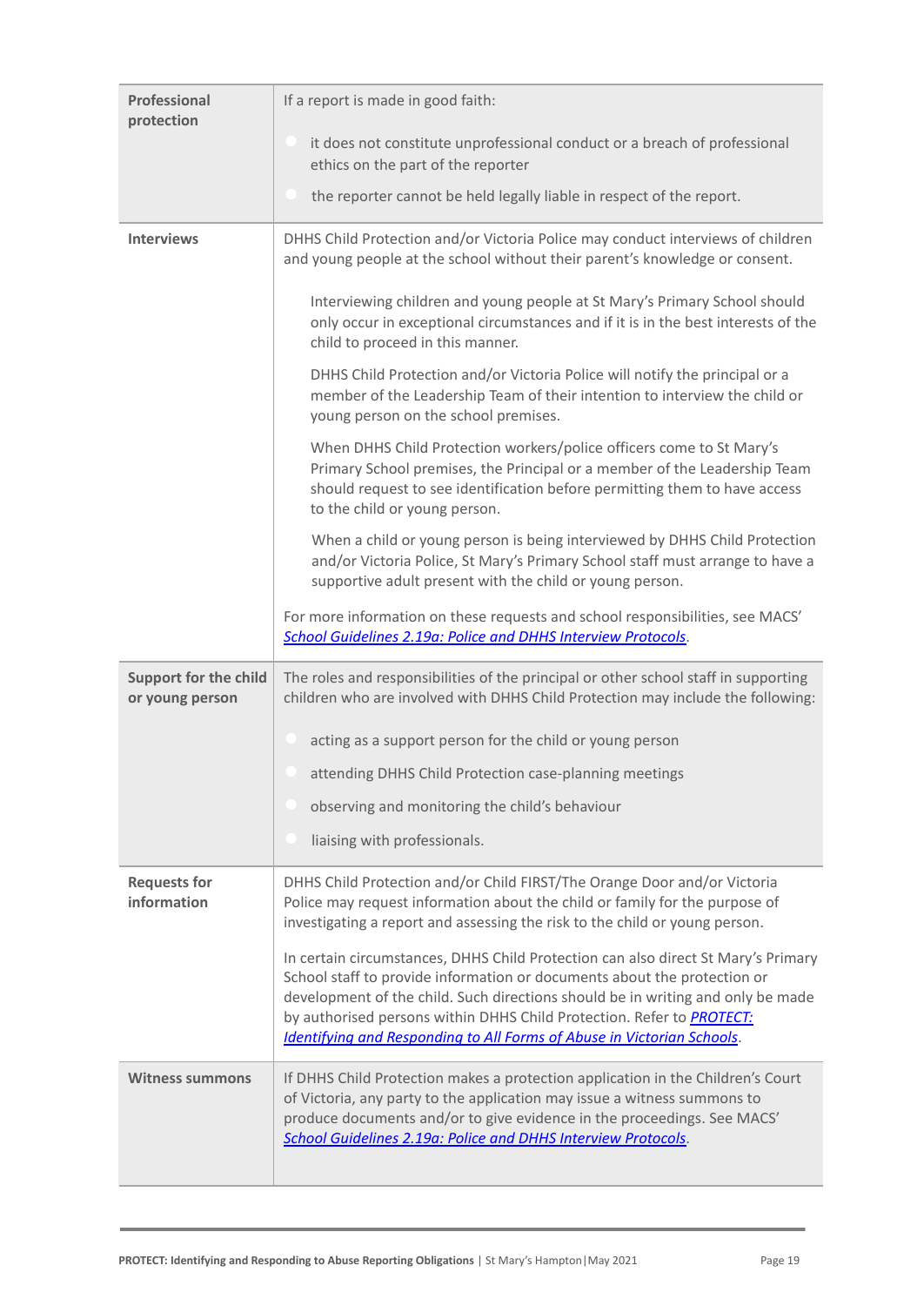| | |
|---|---|
| **Professional protection** | If a report is made in good faith:<br>• it does not constitute unprofessional conduct or a breach of professional ethics on the part of the reporter<br>• the reporter cannot be held legally liable in respect of the report. |
| **Interviews** | DHHS Child Protection and/or Victoria Police may conduct interviews of children and young people at the school without their parent's knowledge or consent.<br><br>Interviewing children and young people at St Mary's Primary School should only occur in exceptional circumstances and if it is in the best interests of the child to proceed in this manner.<br><br>DHHS Child Protection and/or Victoria Police will notify the principal or a member of the Leadership Team of their intention to interview the child or young person on the school premises.<br><br>When DHHS Child Protection workers/police officers come to St Mary's Primary School premises, the Principal or a member of the Leadership Team should request to see identification before permitting them to have access to the child or young person.<br><br>When a child or young person is being interviewed by DHHS Child Protection and/or Victoria Police, St Mary's Primary School staff must arrange to have a supportive adult present with the child or young person.<br><br>For more information on these requests and school responsibilities, see MACS' *School Guidelines 2.19a: Police and DHHS Interview Protocols*. |
| **Support for the child or young person** | The roles and responsibilities of the principal or other school staff in supporting children who are involved with DHHS Child Protection may include the following:<br>• acting as a support person for the child or young person<br>• attending DHHS Child Protection case-planning meetings<br>• observing and monitoring the child's behaviour<br>• liaising with professionals. |
| **Requests for information** | DHHS Child Protection and/or Child FIRST/The Orange Door and/or Victoria Police may request information about the child or family for the purpose of investigating a report and assessing the risk to the child or young person.<br><br>In certain circumstances, DHHS Child Protection can also direct St Mary's Primary School staff to provide information or documents about the protection or development of the child. Such directions should be in writing and only be made by authorised persons within DHHS Child Protection. Refer to ***PROTECT: Identifying and Responding to All Forms of Abuse in Victorian Schools***. |
| **Witness summons** | If DHHS Child Protection makes a protection application in the Children's Court of Victoria, any party to the application may issue a witness summons to produce documents and/or to give evidence in the proceedings. See MACS' *School Guidelines 2.19a: Police and DHHS Interview Protocols*. |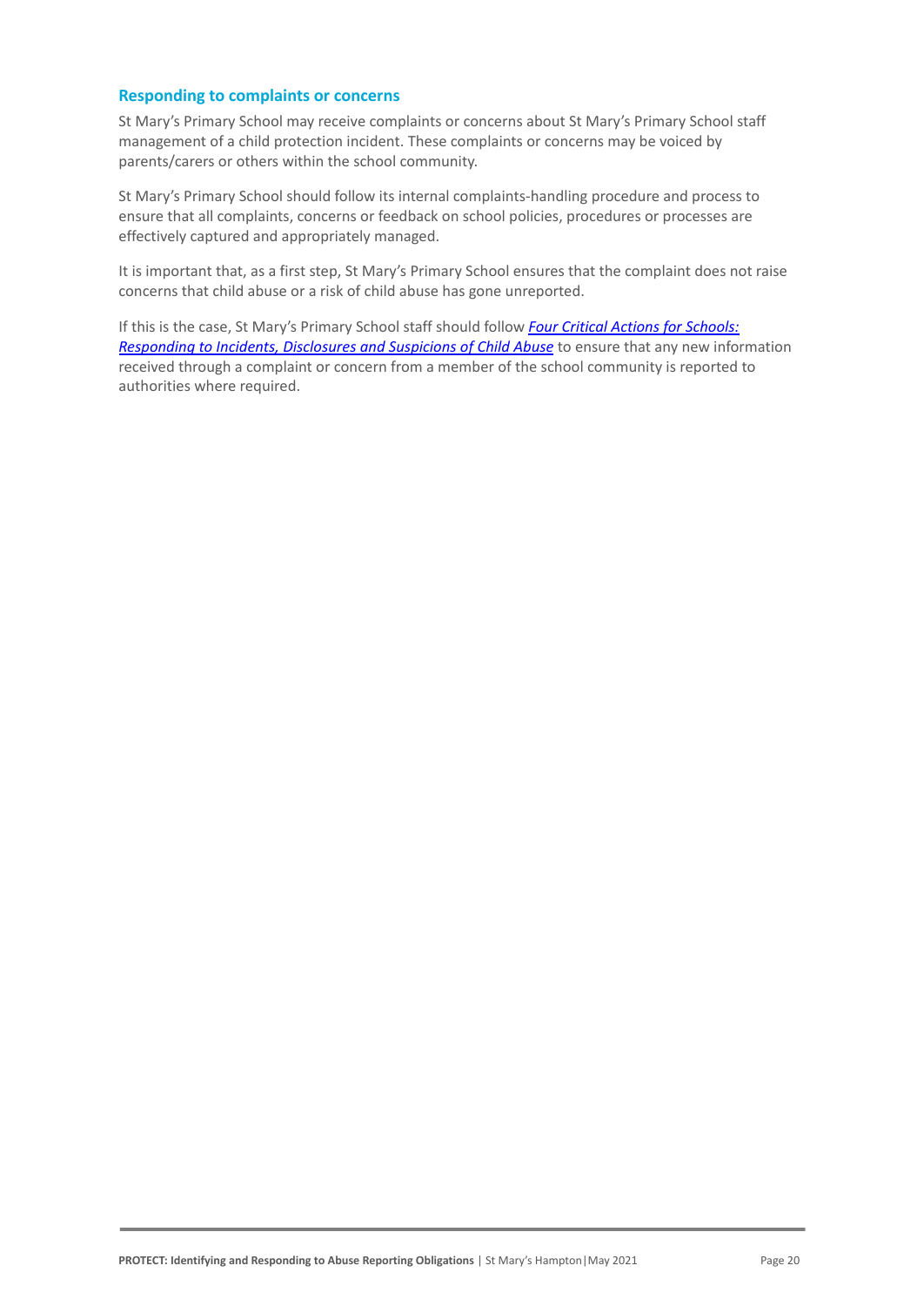### Responding to complaints or concerns

St Mary's Primary School may receive complaints or concerns about St Mary's Primary School staff management of a child protection incident. These complaints or concerns may be voiced by parents/carers or others within the school community.

St Mary's Primary School should follow its internal complaints-handling procedure and process to ensure that all complaints, concerns or feedback on school policies, procedures or processes are effectively captured and appropriately managed.

It is important that, as a first step, St Mary's Primary School ensures that the complaint does not raise concerns that child abuse or a risk of child abuse has gone unreported.

If this is the case, St Mary's Primary School staff should follow ***Four Critical Actions for Schools: Responding to Incidents, Disclosures and Suspicions of Child Abuse*** to ensure that any new information received through a complaint or concern from a member of the school community is reported to authorities where required.